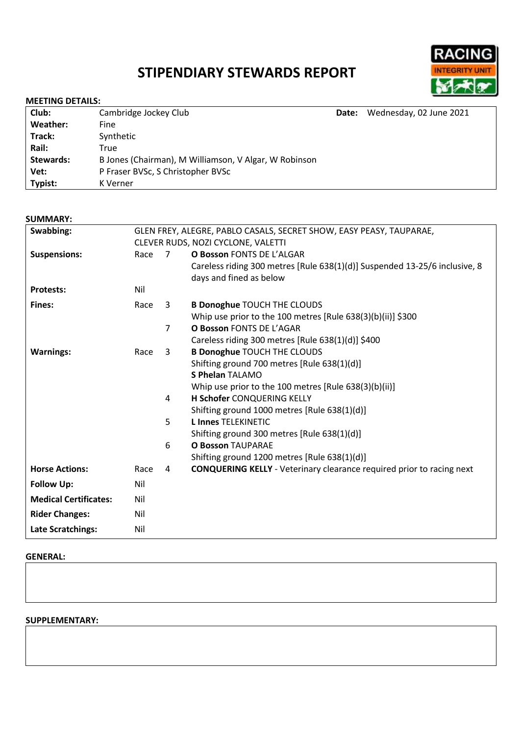# STIPENDIARY STEWARDS REPORT

**MEETING DETAILS:**

| | | | |
|---|---|---|---|
| **Club:** | Cambridge Jockey Club | **Date:** | Wednesday, 02 June 2021 |
| **Weather:** | Fine | | |
| **Track:** | Synthetic | | |
| **Rail:** | True | | |
| **Stewards:** | B Jones (Chairman), M Williamson, V Algar, W Robinson | | |
| **Vet:** | P Fraser BVSc, S Christopher BVSc | | |
| **Typist:** | K Verner | | |

**SUMMARY:**

| | | | |
|---|---|---|---|
| **Swabbing:** | GLEN FREY, ALEGRE, PABLO CASALS, SECRET SHOW, EASY PEASY, TAUPARAE, CLEVER RUDS, NOZI CYCLONE, VALETTI | | |
| **Suspensions:** | Race | 7 | **O Bosson** FONTS DE L'ALGAR<br>Careless riding 300 metres [Rule 638(1)(d)] Suspended 13-25/6 inclusive, 8 days and fined as below |
| **Protests:** | Nil | | |
| **Fines:** | Race | 3 | **B Donoghue** TOUCH THE CLOUDS<br>Whip use prior to the 100 metres [Rule 638(3)(b)(ii)] $300 |
| | | 7 | **O Bosson** FONTS DE L'AGAR<br>Careless riding 300 metres [Rule 638(1)(d)] $400 |
| **Warnings:** | Race | 3 | **B Donoghue** TOUCH THE CLOUDS<br>Shifting ground 700 metres [Rule 638(1)(d)]<br>**S Phelan** TALAMO<br>Whip use prior to the 100 metres [Rule 638(3)(b)(ii)] |
| | | 4 | **H Schofer** CONQUERING KELLY<br>Shifting ground 1000 metres [Rule 638(1)(d)] |
| | | 5 | **L Innes** TELEKINETIC<br>Shifting ground 300 metres [Rule 638(1)(d)] |
| | | 6 | **O Bosson** TAUPARAE<br>Shifting ground 1200 metres [Rule 638(1)(d)] |
| **Horse Actions:** | Race | 4 | **CONQUERING KELLY** - Veterinary clearance required prior to racing next |
| **Follow Up:** | Nil | | |
| **Medical Certificates:** | Nil | | |
| **Rider Changes:** | Nil | | |
| **Late Scratchings:** | Nil | | |

**GENERAL:**

**SUPPLEMENTARY:**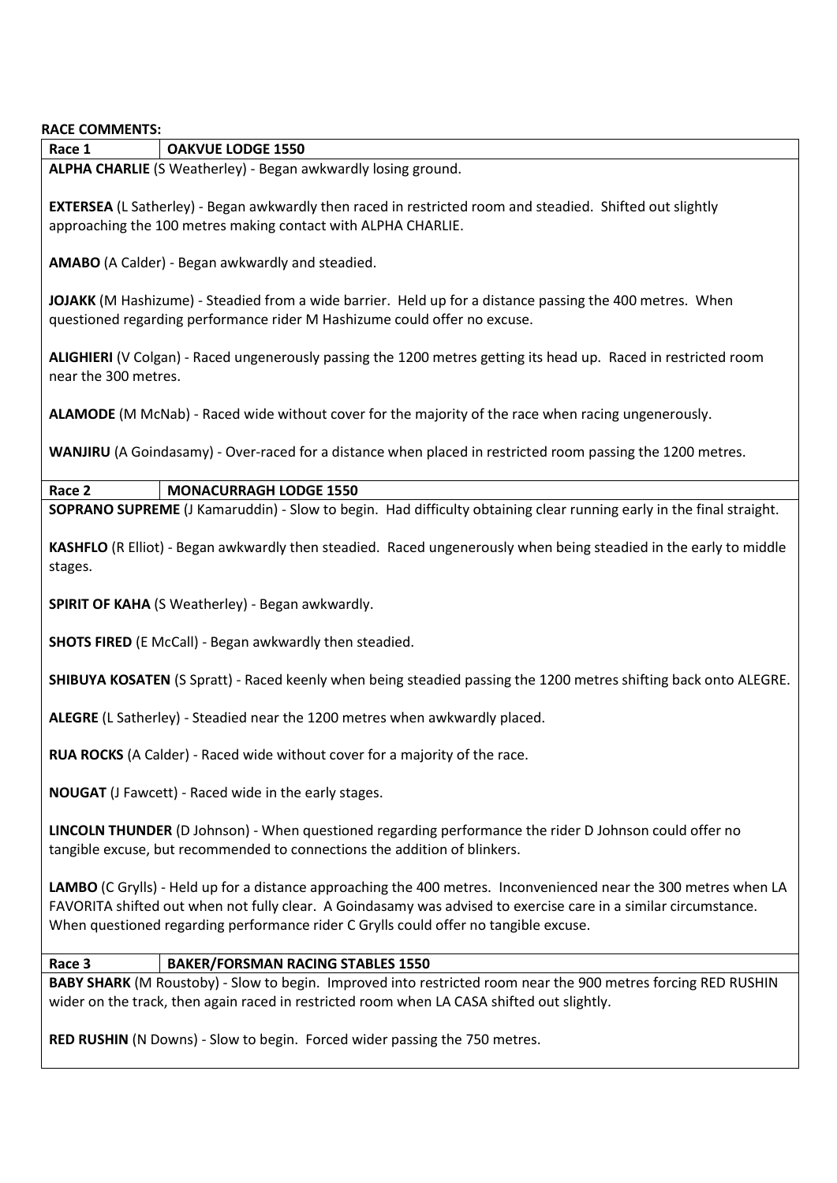**RACE COMMENTS:**

| Race 1 | OAKVUE LODGE 1550 |
|---|---|

**ALPHA CHARLIE** (S Weatherley) - Began awkwardly losing ground.

**EXTERSEA** (L Satherley) - Began awkwardly then raced in restricted room and steadied. Shifted out slightly approaching the 100 metres making contact with ALPHA CHARLIE.

**AMABO** (A Calder) - Began awkwardly and steadied.

**JOJAKK** (M Hashizume) - Steadied from a wide barrier. Held up for a distance passing the 400 metres. When questioned regarding performance rider M Hashizume could offer no excuse.

**ALIGHIERI** (V Colgan) - Raced ungenerously passing the 1200 metres getting its head up. Raced in restricted room near the 300 metres.

**ALAMODE** (M McNab) - Raced wide without cover for the majority of the race when racing ungenerously.

**WANJIRU** (A Goindasamy) - Over-raced for a distance when placed in restricted room passing the 1200 metres.

| Race 2 | MONACURRAGH LODGE 1550 |
|---|---|

**SOPRANO SUPREME** (J Kamaruddin) - Slow to begin. Had difficulty obtaining clear running early in the final straight.

**KASHFLO** (R Elliot) - Began awkwardly then steadied. Raced ungenerously when being steadied in the early to middle stages.

**SPIRIT OF KAHA** (S Weatherley) - Began awkwardly.

**SHOTS FIRED** (E McCall) - Began awkwardly then steadied.

**SHIBUYA KOSATEN** (S Spratt) - Raced keenly when being steadied passing the 1200 metres shifting back onto ALEGRE.

**ALEGRE** (L Satherley) - Steadied near the 1200 metres when awkwardly placed.

**RUA ROCKS** (A Calder) - Raced wide without cover for a majority of the race.

**NOUGAT** (J Fawcett) - Raced wide in the early stages.

**LINCOLN THUNDER** (D Johnson) - When questioned regarding performance the rider D Johnson could offer no tangible excuse, but recommended to connections the addition of blinkers.

**LAMBO** (C Grylls) - Held up for a distance approaching the 400 metres. Inconvenienced near the 300 metres when LA FAVORITA shifted out when not fully clear. A Goindasamy was advised to exercise care in a similar circumstance. When questioned regarding performance rider C Grylls could offer no tangible excuse.

| Race 3 | BAKER/FORSMAN RACING STABLES 1550 |
|---|---|

**BABY SHARK** (M Roustoby) - Slow to begin. Improved into restricted room near the 900 metres forcing RED RUSHIN wider on the track, then again raced in restricted room when LA CASA shifted out slightly.

**RED RUSHIN** (N Downs) - Slow to begin. Forced wider passing the 750 metres.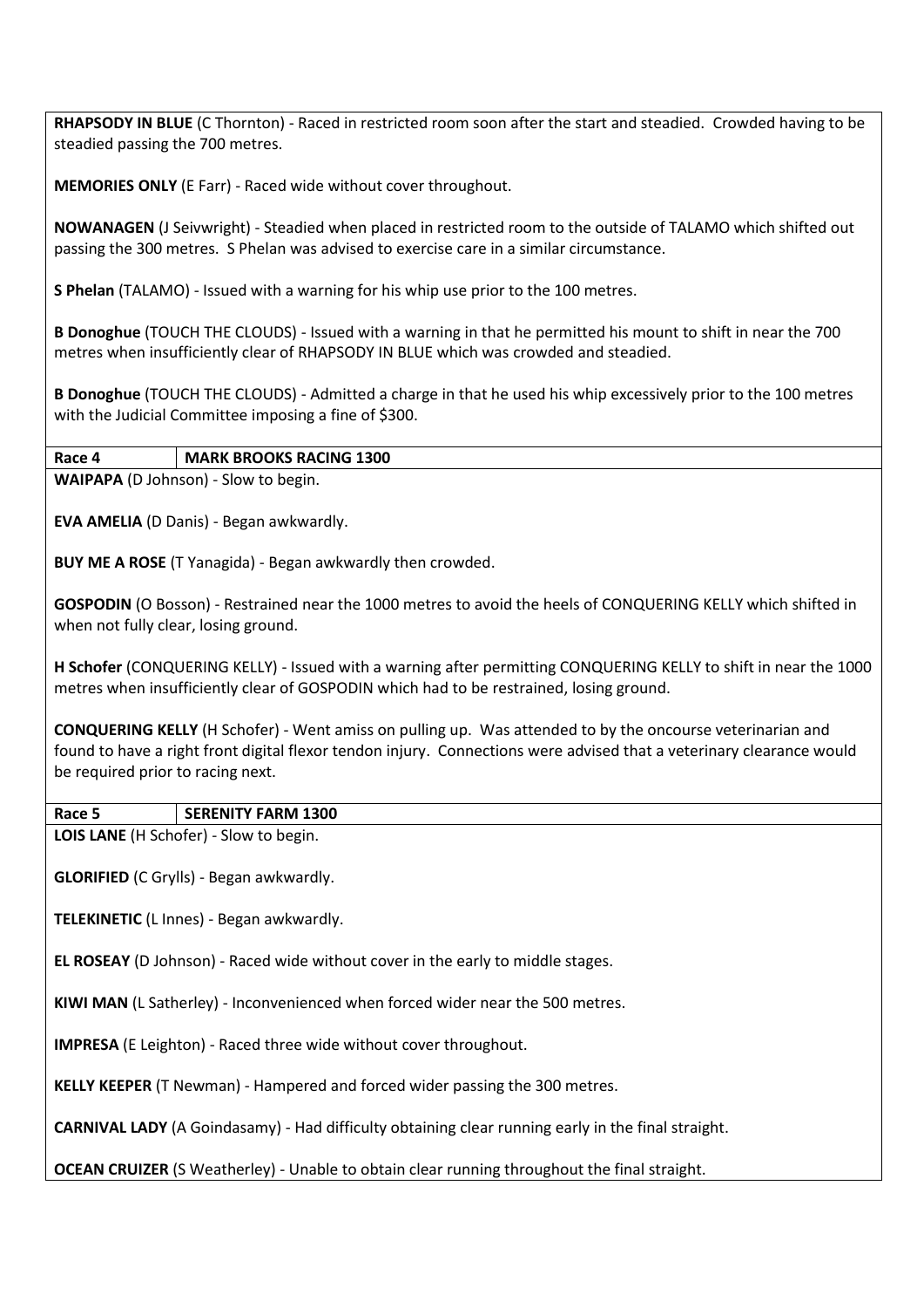**RHAPSODY IN BLUE** (C Thornton) - Raced in restricted room soon after the start and steadied. Crowded having to be steadied passing the 700 metres.

**MEMORIES ONLY** (E Farr) - Raced wide without cover throughout.

**NOWANAGEN** (J Seivwright) - Steadied when placed in restricted room to the outside of TALAMO which shifted out passing the 300 metres. S Phelan was advised to exercise care in a similar circumstance.

**S Phelan** (TALAMO) - Issued with a warning for his whip use prior to the 100 metres.

**B Donoghue** (TOUCH THE CLOUDS) - Issued with a warning in that he permitted his mount to shift in near the 700 metres when insufficiently clear of RHAPSODY IN BLUE which was crowded and steadied.

**B Donoghue** (TOUCH THE CLOUDS) - Admitted a charge in that he used his whip excessively prior to the 100 metres with the Judicial Committee imposing a fine of $300.

| **Race 4** | **MARK BROOKS RACING 1300** |
|---|---|

**WAIPAPA** (D Johnson) - Slow to begin.

**EVA AMELIA** (D Danis) - Began awkwardly.

**BUY ME A ROSE** (T Yanagida) - Began awkwardly then crowded.

**GOSPODIN** (O Bosson) - Restrained near the 1000 metres to avoid the heels of CONQUERING KELLY which shifted in when not fully clear, losing ground.

**H Schofer** (CONQUERING KELLY) - Issued with a warning after permitting CONQUERING KELLY to shift in near the 1000 metres when insufficiently clear of GOSPODIN which had to be restrained, losing ground.

**CONQUERING KELLY** (H Schofer) - Went amiss on pulling up. Was attended to by the oncourse veterinarian and found to have a right front digital flexor tendon injury. Connections were advised that a veterinary clearance would be required prior to racing next.

| **Race 5** | **SERENITY FARM 1300** |
|---|---|

**LOIS LANE** (H Schofer) - Slow to begin.

**GLORIFIED** (C Grylls) - Began awkwardly.

**TELEKINETIC** (L Innes) - Began awkwardly.

**EL ROSEAY** (D Johnson) - Raced wide without cover in the early to middle stages.

**KIWI MAN** (L Satherley) - Inconvenienced when forced wider near the 500 metres.

**IMPRESA** (E Leighton) - Raced three wide without cover throughout.

**KELLY KEEPER** (T Newman) - Hampered and forced wider passing the 300 metres.

**CARNIVAL LADY** (A Goindasamy) - Had difficulty obtaining clear running early in the final straight.

**OCEAN CRUIZER** (S Weatherley) - Unable to obtain clear running throughout the final straight.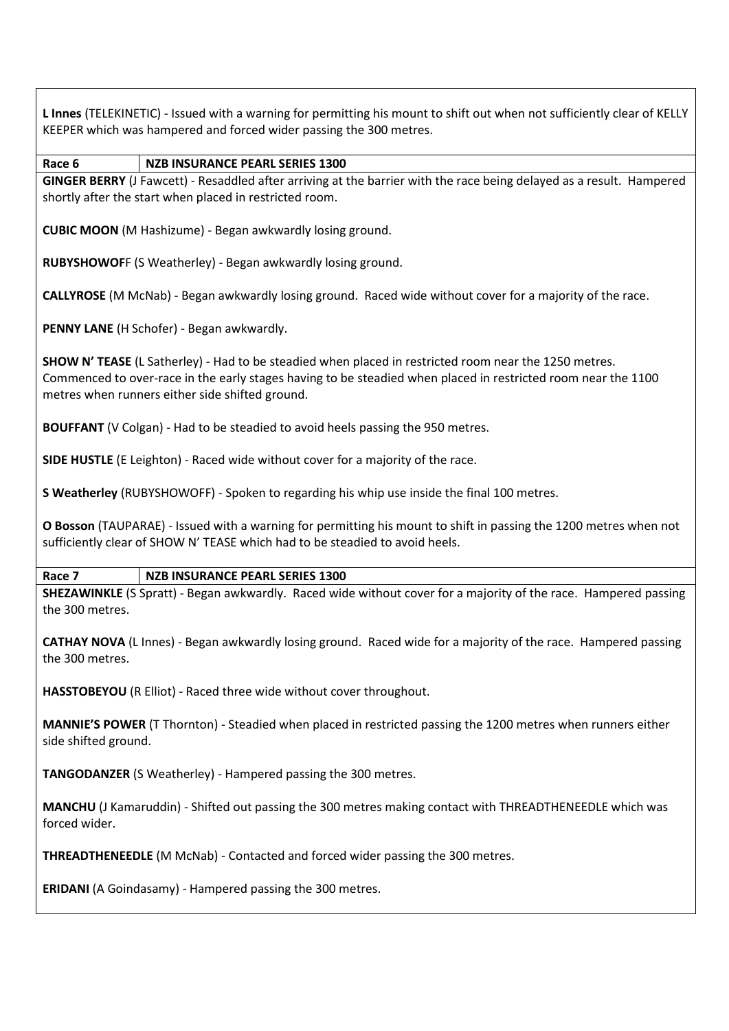**L Innes** (TELEKINETIC) - Issued with a warning for permitting his mount to shift out when not sufficiently clear of KELLY KEEPER which was hampered and forced wider passing the 300 metres.

| Race 6 | NZB INSURANCE PEARL SERIES 1300 |
| --- | --- |

**GINGER BERRY** (J Fawcett) - Resaddled after arriving at the barrier with the race being delayed as a result. Hampered shortly after the start when placed in restricted room.

**CUBIC MOON** (M Hashizume) - Began awkwardly losing ground.

**RUBYSHOWOFF** (S Weatherley) - Began awkwardly losing ground.

**CALLYROSE** (M McNab) - Began awkwardly losing ground. Raced wide without cover for a majority of the race.

**PENNY LANE** (H Schofer) - Began awkwardly.

**SHOW N' TEASE** (L Satherley) - Had to be steadied when placed in restricted room near the 1250 metres. Commenced to over-race in the early stages having to be steadied when placed in restricted room near the 1100 metres when runners either side shifted ground.

**BOUFFANT** (V Colgan) - Had to be steadied to avoid heels passing the 950 metres.

**SIDE HUSTLE** (E Leighton) - Raced wide without cover for a majority of the race.

**S Weatherley** (RUBYSHOWOFF) - Spoken to regarding his whip use inside the final 100 metres.

**O Bosson** (TAUPARAE) - Issued with a warning for permitting his mount to shift in passing the 1200 metres when not sufficiently clear of SHOW N' TEASE which had to be steadied to avoid heels.

| Race 7 | NZB INSURANCE PEARL SERIES 1300 |
| --- | --- |

**SHEZAWINKLE** (S Spratt) - Began awkwardly. Raced wide without cover for a majority of the race. Hampered passing the 300 metres.

**CATHAY NOVA** (L Innes) - Began awkwardly losing ground. Raced wide for a majority of the race. Hampered passing the 300 metres.

**HASSTOBEYOU** (R Elliot) - Raced three wide without cover throughout.

**MANNIE'S POWER** (T Thornton) - Steadied when placed in restricted passing the 1200 metres when runners either side shifted ground.

**TANGODANZER** (S Weatherley) - Hampered passing the 300 metres.

**MANCHU** (J Kamaruddin) - Shifted out passing the 300 metres making contact with THREADTHENEEDLE which was forced wider.

**THREADTHENEEDLE** (M McNab) - Contacted and forced wider passing the 300 metres.

**ERIDANI** (A Goindasamy) - Hampered passing the 300 metres.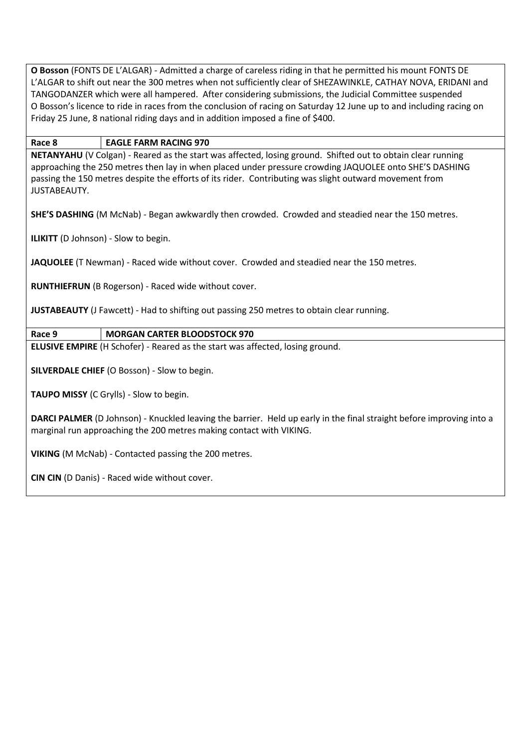**O Bosson** (FONTS DE L'ALGAR) - Admitted a charge of careless riding in that he permitted his mount FONTS DE L'ALGAR to shift out near the 300 metres when not sufficiently clear of SHEZAWINKLE, CATHAY NOVA, ERIDANI and TANGODANZER which were all hampered. After considering submissions, the Judicial Committee suspended O Bosson's licence to ride in races from the conclusion of racing on Saturday 12 June up to and including racing on Friday 25 June, 8 national riding days and in addition imposed a fine of $400.

| Race 8 | EAGLE FARM RACING 970 |
|---|---|

**NETANYAHU** (V Colgan) - Reared as the start was affected, losing ground. Shifted out to obtain clear running approaching the 250 metres then lay in when placed under pressure crowding JAQUOLEE onto SHE'S DASHING passing the 150 metres despite the efforts of its rider. Contributing was slight outward movement from JUSTABEAUTY.

**SHE'S DASHING** (M McNab) - Began awkwardly then crowded. Crowded and steadied near the 150 metres.

**ILIKITT** (D Johnson) - Slow to begin.

**JAQUOLEE** (T Newman) - Raced wide without cover. Crowded and steadied near the 150 metres.

**RUNTHIEFRUN** (B Rogerson) - Raced wide without cover.

**JUSTABEAUTY** (J Fawcett) - Had to shifting out passing 250 metres to obtain clear running.

| Race 9 | MORGAN CARTER BLOODSTOCK 970 |
|---|---|

**ELUSIVE EMPIRE** (H Schofer) - Reared as the start was affected, losing ground.

**SILVERDALE CHIEF** (O Bosson) - Slow to begin.

**TAUPO MISSY** (C Grylls) - Slow to begin.

**DARCI PALMER** (D Johnson) - Knuckled leaving the barrier. Held up early in the final straight before improving into a marginal run approaching the 200 metres making contact with VIKING.

**VIKING** (M McNab) - Contacted passing the 200 metres.

**CIN CIN** (D Danis) - Raced wide without cover.